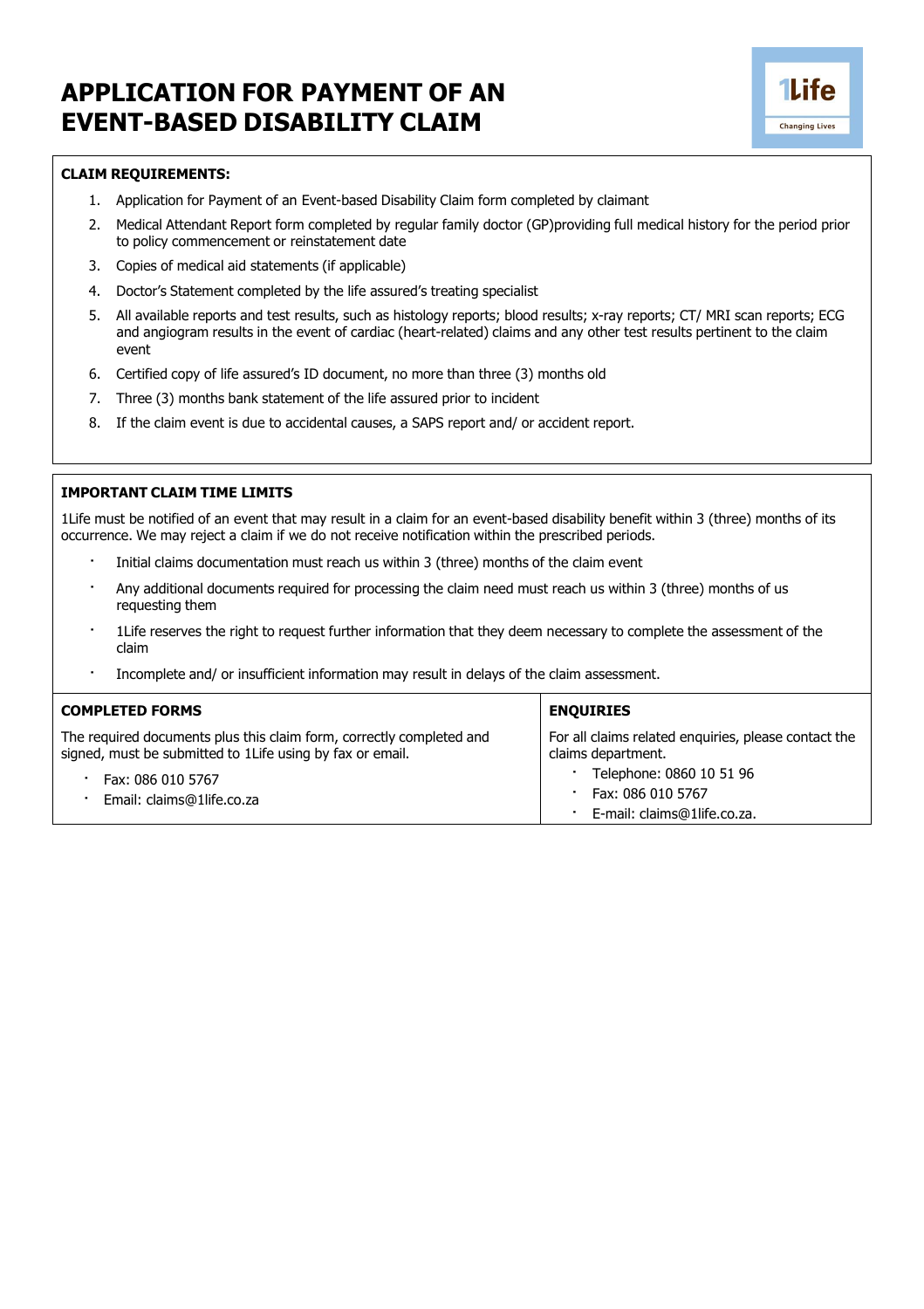# APPLICATION FOR PAYMENT OF AN EVENT-BASED DISABILITY CLAIM

1Life
Changing Lives

**CLAIM REQUIREMENTS:**

1. Application for Payment of an Event-based Disability Claim form completed by claimant
2. Medical Attendant Report form completed by regular family doctor (GP)providing full medical history for the period prior to policy commencement or reinstatement date
3. Copies of medical aid statements (if applicable)
4. Doctor's Statement completed by the life assured's treating specialist
5. All available reports and test results, such as histology reports; blood results; x-ray reports; CT/ MRI scan reports; ECG and angiogram results in the event of cardiac (heart-related) claims and any other test results pertinent to the claim event
6. Certified copy of life assured's ID document, no more than three (3) months old
7. Three (3) months bank statement of the life assured prior to incident
8. If the claim event is due to accidental causes, a SAPS report and/ or accident report.

**IMPORTANT CLAIM TIME LIMITS**

1Life must be notified of an event that may result in a claim for an event-based disability benefit within 3 (three) months of its occurrence. We may reject a claim if we do not receive notification within the prescribed periods.

- Initial claims documentation must reach us within 3 (three) months of the claim event
- Any additional documents required for processing the claim need must reach us within 3 (three) months of us requesting them
- 1Life reserves the right to request further information that they deem necessary to complete the assessment of the claim
- Incomplete and/ or insufficient information may result in delays of the claim assessment.

**COMPLETED FORMS**

The required documents plus this claim form, correctly completed and signed, must be submitted to 1Life using by fax or email.

- Fax: 086 010 5767
- Email: claims@1life.co.za

**ENQUIRIES**

For all claims related enquiries, please contact the claims department.

- Telephone: 0860 10 51 96
- Fax: 086 010 5767
- E-mail: claims@1life.co.za.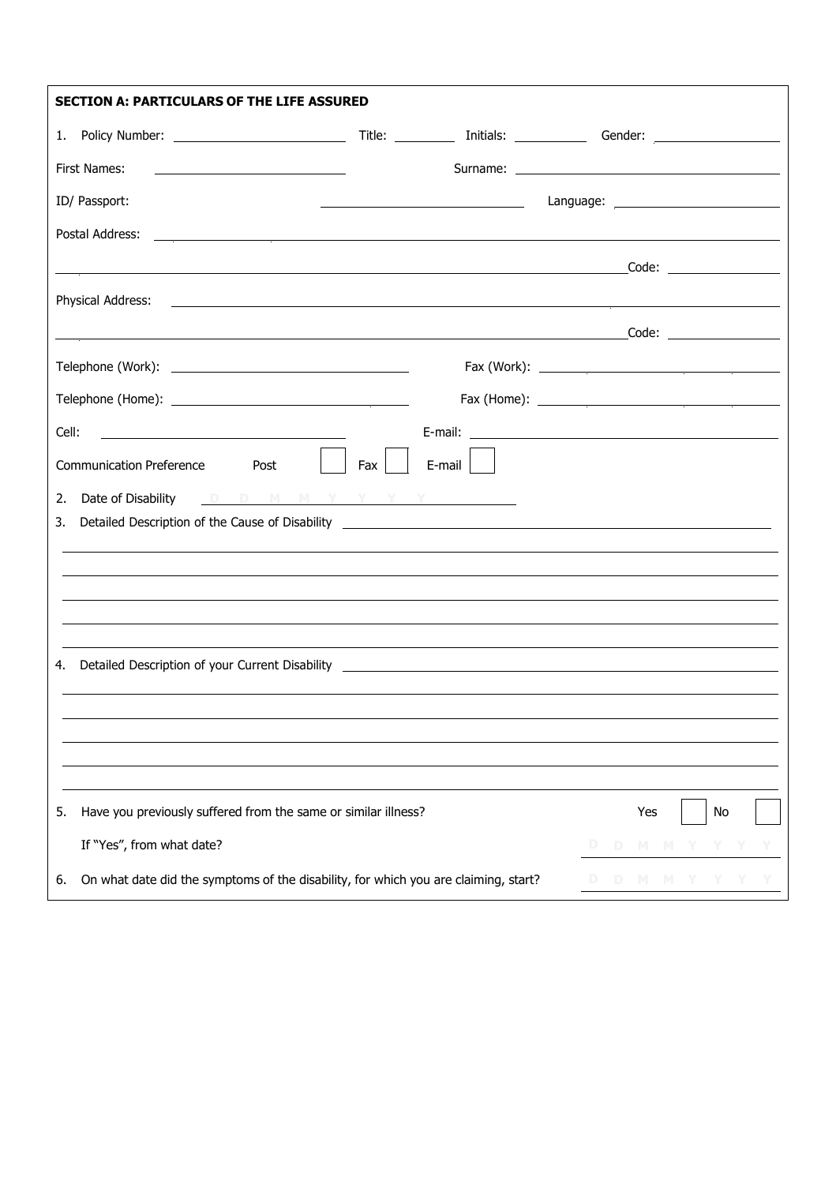**SECTION A: PARTICULARS OF THE LIFE ASSURED**

1. Policy Number: \_\_\_\_\_\_\_\_\_\_\_\_ Title: \_\_\_\_\_\_ Initials: \_\_\_\_\_\_ Gender: \_\_\_\_\_\_\_\_

First Names: \_\_\_\_\_\_\_\_\_\_\_\_ Surname: \_\_\_\_\_\_\_\_\_\_\_\_

ID/ Passport: \_\_\_\_\_\_\_\_\_\_\_\_ Language: \_\_\_\_\_\_\_\_\_\_\_\_

Postal Address: \_\_\_\_\_\_\_\_\_\_\_\_\_\_\_\_\_\_\_\_\_\_\_\_

\_\_\_\_\_\_\_\_\_\_\_\_\_\_\_\_\_\_\_\_\_\_\_\_ Code: \_\_\_\_\_\_\_\_

Physical Address: \_\_\_\_\_\_\_\_\_\_\_\_\_\_\_\_\_\_\_\_\_\_\_\_

\_\_\_\_\_\_\_\_\_\_\_\_\_\_\_\_\_\_\_\_\_\_\_\_ Code: \_\_\_\_\_\_\_\_

Telephone (Work): \_\_\_\_\_\_\_\_\_\_\_\_ Fax (Work): \_\_\_\_\_\_\_\_\_\_\_\_

Telephone (Home): \_\_\_\_\_\_\_\_\_\_\_\_ Fax (Home): \_\_\_\_\_\_\_\_\_\_\_\_

Cell: \_\_\_\_\_\_\_\_\_\_\_\_ E-mail: \_\_\_\_\_\_\_\_\_\_\_\_

Communication Preference Post ☐ Fax ☐ E-mail ☐

2. Date of Disability D D M M Y Y Y Y

3. Detailed Description of the Cause of Disability \_\_\_\_\_\_\_\_\_\_\_\_\_\_\_\_\_\_\_\_\_\_\_\_

\_\_\_\_\_\_\_\_\_\_\_\_\_\_\_\_\_\_\_\_\_\_\_\_\_\_\_\_\_\_\_\_\_\_\_\_\_\_\_\_\_\_\_\_\_\_

\_\_\_\_\_\_\_\_\_\_\_\_\_\_\_\_\_\_\_\_\_\_\_\_\_\_\_\_\_\_\_\_\_\_\_\_\_\_\_\_\_\_\_\_\_\_

\_\_\_\_\_\_\_\_\_\_\_\_\_\_\_\_\_\_\_\_\_\_\_\_\_\_\_\_\_\_\_\_\_\_\_\_\_\_\_\_\_\_\_\_\_\_

\_\_\_\_\_\_\_\_\_\_\_\_\_\_\_\_\_\_\_\_\_\_\_\_\_\_\_\_\_\_\_\_\_\_\_\_\_\_\_\_\_\_\_\_\_\_

\_\_\_\_\_\_\_\_\_\_\_\_\_\_\_\_\_\_\_\_\_\_\_\_\_\_\_\_\_\_\_\_\_\_\_\_\_\_\_\_\_\_\_\_\_\_

4. Detailed Description of your Current Disability \_\_\_\_\_\_\_\_\_\_\_\_\_\_\_\_\_\_\_\_\_\_\_\_

\_\_\_\_\_\_\_\_\_\_\_\_\_\_\_\_\_\_\_\_\_\_\_\_\_\_\_\_\_\_\_\_\_\_\_\_\_\_\_\_\_\_\_\_\_\_

\_\_\_\_\_\_\_\_\_\_\_\_\_\_\_\_\_\_\_\_\_\_\_\_\_\_\_\_\_\_\_\_\_\_\_\_\_\_\_\_\_\_\_\_\_\_

\_\_\_\_\_\_\_\_\_\_\_\_\_\_\_\_\_\_\_\_\_\_\_\_\_\_\_\_\_\_\_\_\_\_\_\_\_\_\_\_\_\_\_\_\_\_

\_\_\_\_\_\_\_\_\_\_\_\_\_\_\_\_\_\_\_\_\_\_\_\_\_\_\_\_\_\_\_\_\_\_\_\_\_\_\_\_\_\_\_\_\_\_

\_\_\_\_\_\_\_\_\_\_\_\_\_\_\_\_\_\_\_\_\_\_\_\_\_\_\_\_\_\_\_\_\_\_\_\_\_\_\_\_\_\_\_\_\_\_

5. Have you previously suffered from the same or similar illness? Yes ☐ No ☐

   If "Yes", from what date? D D M M Y Y Y Y

6. On what date did the symptoms of the disability, for which you are claiming, start? D D M M Y Y Y Y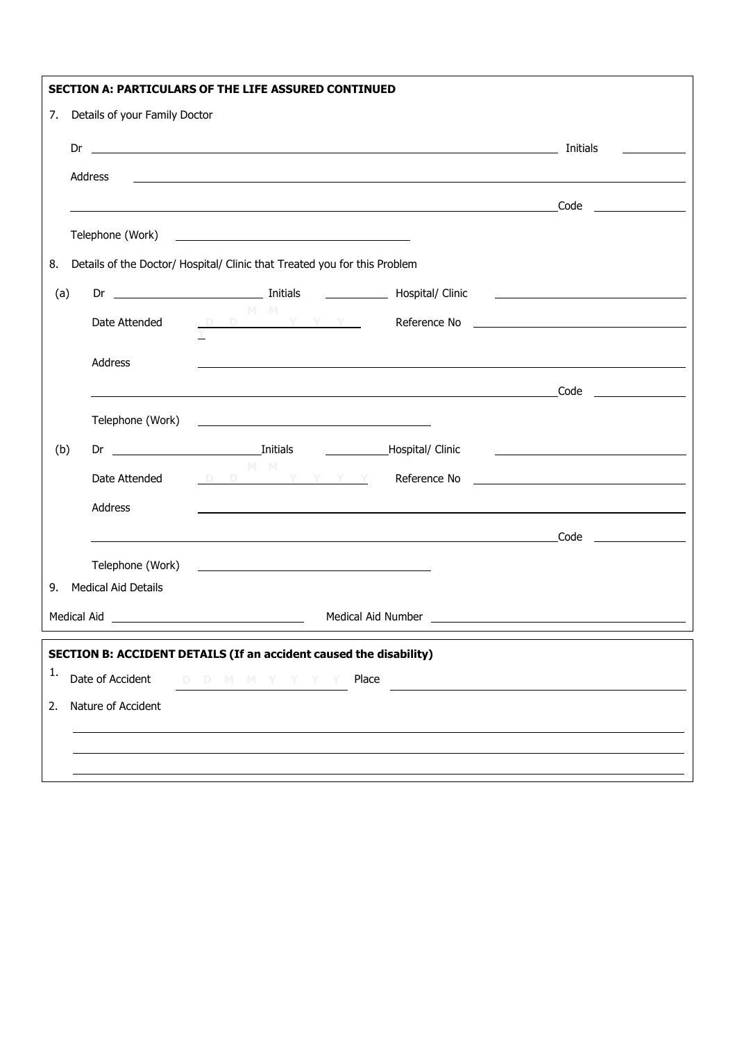## SECTION A: PARTICULARS OF THE LIFE ASSURED CONTINUED

7. Details of your Family Doctor

Dr \_\_\_\_\_\_\_\_\_\_\_\_\_\_\_\_\_\_\_\_\_\_\_\_\_\_\_\_\_\_\_\_ Initials \_\_\_\_\_\_\_\_

Address \_\_\_\_\_\_\_\_\_\_\_\_\_\_\_\_\_\_\_\_\_\_\_\_\_\_\_\_\_\_\_\_\_\_\_\_\_\_

\_\_\_\_\_\_\_\_\_\_\_\_\_\_\_\_\_\_\_\_\_\_\_\_\_\_\_\_\_\_\_\_ Code \_\_\_\_\_\_\_\_

Telephone (Work) \_\_\_\_\_\_\_\_\_\_\_\_\_\_\_\_\_\_\_\_

8. Details of the Doctor/ Hospital/ Clinic that Treated you for this Problem

(a) Dr \_\_\_\_\_\_\_\_\_\_\_\_\_\_ Initials \_\_\_\_\_\_\_\_ Hospital/ Clinic \_\_\_\_\_\_\_\_\_\_\_\_\_\_

Date Attended D D M M Y Y Y Y Reference No \_\_\_\_\_\_\_\_\_\_\_\_\_\_

Address \_\_\_\_\_\_\_\_\_\_\_\_\_\_\_\_\_\_\_\_\_\_\_\_\_\_\_\_\_\_\_\_\_\_\_\_\_\_

\_\_\_\_\_\_\_\_\_\_\_\_\_\_\_\_\_\_\_\_\_\_\_\_\_\_\_\_\_\_\_\_ Code \_\_\_\_\_\_\_\_

Telephone (Work) \_\_\_\_\_\_\_\_\_\_\_\_\_\_\_\_\_\_\_\_

(b) Dr \_\_\_\_\_\_\_\_\_\_\_\_\_\_ Initials \_\_\_\_\_\_\_\_ Hospital/ Clinic \_\_\_\_\_\_\_\_\_\_\_\_\_\_

Date Attended D D M M Y Y Y Y Reference No \_\_\_\_\_\_\_\_\_\_\_\_\_\_

Address \_\_\_\_\_\_\_\_\_\_\_\_\_\_\_\_\_\_\_\_\_\_\_\_\_\_\_\_\_\_\_\_\_\_\_\_\_\_

\_\_\_\_\_\_\_\_\_\_\_\_\_\_\_\_\_\_\_\_\_\_\_\_\_\_\_\_\_\_\_\_ Code \_\_\_\_\_\_\_\_

Telephone (Work) \_\_\_\_\_\_\_\_\_\_\_\_\_\_\_\_\_\_\_\_

9. Medical Aid Details

Medical Aid \_\_\_\_\_\_\_\_\_\_\_\_\_\_\_\_\_\_\_\_ Medical Aid Number \_\_\_\_\_\_\_\_\_\_\_\_\_\_\_\_\_\_\_\_

## SECTION B: ACCIDENT DETAILS (If an accident caused the disability)

1. Date of Accident D D M M Y Y Y Y Place \_\_\_\_\_\_\_\_\_\_\_\_\_\_\_\_\_\_\_\_

2. Nature of Accident

\_\_\_\_\_\_\_\_\_\_\_\_\_\_\_\_\_\_\_\_\_\_\_\_\_\_\_\_\_\_\_\_\_\_\_\_\_\_

\_\_\_\_\_\_\_\_\_\_\_\_\_\_\_\_\_\_\_\_\_\_\_\_\_\_\_\_\_\_\_\_\_\_\_\_\_\_

\_\_\_\_\_\_\_\_\_\_\_\_\_\_\_\_\_\_\_\_\_\_\_\_\_\_\_\_\_\_\_\_\_\_\_\_\_\_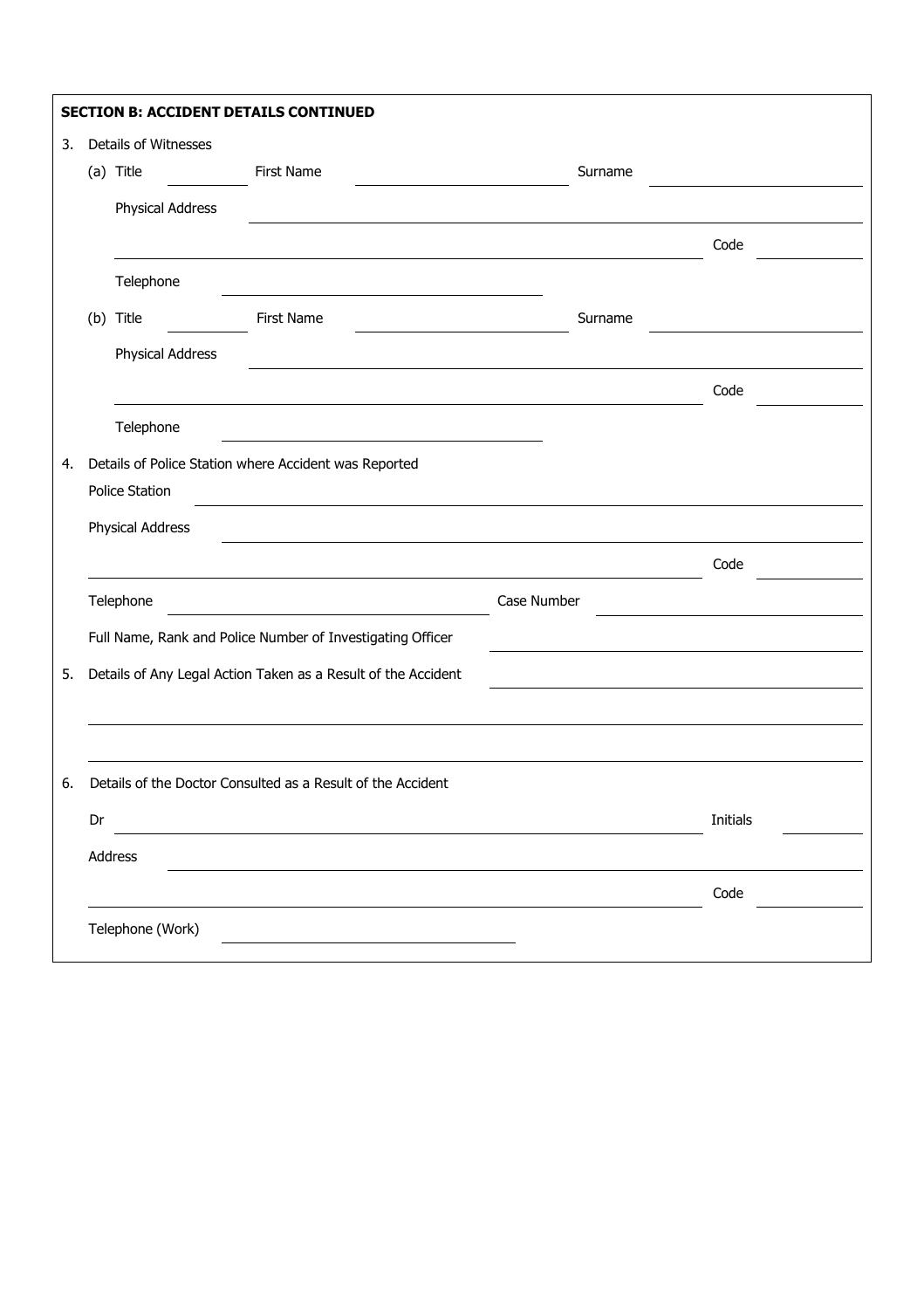**SECTION B: ACCIDENT DETAILS CONTINUED**

3. Details of Witnesses

   (a) Title \_\_\_\_\_\_\_\_ First Name \_\_\_\_\_\_\_\_\_\_\_\_\_\_\_\_\_\_\_\_ Surname \_\_\_\_\_\_\_\_\_\_\_\_\_\_\_\_\_\_\_\_

   Physical Address \_\_\_\_\_\_\_\_\_\_\_\_\_\_\_\_\_\_\_\_\_\_\_\_\_\_\_\_\_\_\_\_\_\_\_\_\_\_\_\_\_\_\_\_\_\_\_\_\_\_\_\_\_\_\_\_

   \_\_\_\_\_\_\_\_\_\_\_\_\_\_\_\_\_\_\_\_\_\_\_\_\_\_\_\_\_\_\_\_\_\_\_\_\_\_\_\_\_\_\_\_\_\_\_\_\_\_\_\_\_\_\_\_ Code \_\_\_\_\_\_\_\_\_\_

   Telephone \_\_\_\_\_\_\_\_\_\_\_\_\_\_\_\_\_\_\_\_\_\_\_\_\_\_\_\_

   (b) Title \_\_\_\_\_\_\_\_ First Name \_\_\_\_\_\_\_\_\_\_\_\_\_\_\_\_\_\_\_\_ Surname \_\_\_\_\_\_\_\_\_\_\_\_\_\_\_\_\_\_\_\_

   Physical Address \_\_\_\_\_\_\_\_\_\_\_\_\_\_\_\_\_\_\_\_\_\_\_\_\_\_\_\_\_\_\_\_\_\_\_\_\_\_\_\_\_\_\_\_\_\_\_\_\_\_\_\_\_\_\_\_

   \_\_\_\_\_\_\_\_\_\_\_\_\_\_\_\_\_\_\_\_\_\_\_\_\_\_\_\_\_\_\_\_\_\_\_\_\_\_\_\_\_\_\_\_\_\_\_\_\_\_\_\_\_\_\_\_ Code \_\_\_\_\_\_\_\_\_\_

   Telephone \_\_\_\_\_\_\_\_\_\_\_\_\_\_\_\_\_\_\_\_\_\_\_\_\_\_\_\_

4. Details of Police Station where Accident was Reported

   Police Station \_\_\_\_\_\_\_\_\_\_\_\_\_\_\_\_\_\_\_\_\_\_\_\_\_\_\_\_\_\_\_\_\_\_\_\_\_\_\_\_\_\_\_\_\_\_\_\_\_\_\_\_\_\_\_\_

   Physical Address \_\_\_\_\_\_\_\_\_\_\_\_\_\_\_\_\_\_\_\_\_\_\_\_\_\_\_\_\_\_\_\_\_\_\_\_\_\_\_\_\_\_\_\_\_\_\_\_\_\_\_\_\_\_\_\_

   \_\_\_\_\_\_\_\_\_\_\_\_\_\_\_\_\_\_\_\_\_\_\_\_\_\_\_\_\_\_\_\_\_\_\_\_\_\_\_\_\_\_\_\_\_\_\_\_\_\_\_\_\_\_\_\_ Code \_\_\_\_\_\_\_\_\_\_

   Telephone \_\_\_\_\_\_\_\_\_\_\_\_\_\_\_\_\_\_\_\_\_\_\_\_\_\_\_\_ Case Number \_\_\_\_\_\_\_\_\_\_\_\_\_\_\_\_\_\_\_\_

   Full Name, Rank and Police Number of Investigating Officer \_\_\_\_\_\_\_\_\_\_\_\_\_\_\_\_\_\_\_\_\_\_\_\_\_\_\_\_

5. Details of Any Legal Action Taken as a Result of the Accident \_\_\_\_\_\_\_\_\_\_\_\_\_\_\_\_\_\_\_\_\_\_\_\_\_\_\_\_

   \_\_\_\_\_\_\_\_\_\_\_\_\_\_\_\_\_\_\_\_\_\_\_\_\_\_\_\_\_\_\_\_\_\_\_\_\_\_\_\_\_\_\_\_\_\_\_\_\_\_\_\_\_\_\_\_\_\_\_\_\_\_\_\_\_\_\_\_\_\_

   \_\_\_\_\_\_\_\_\_\_\_\_\_\_\_\_\_\_\_\_\_\_\_\_\_\_\_\_\_\_\_\_\_\_\_\_\_\_\_\_\_\_\_\_\_\_\_\_\_\_\_\_\_\_\_\_\_\_\_\_\_\_\_\_\_\_\_\_\_\_

6. Details of the Doctor Consulted as a Result of the Accident

   Dr \_\_\_\_\_\_\_\_\_\_\_\_\_\_\_\_\_\_\_\_\_\_\_\_\_\_\_\_\_\_\_\_\_\_\_\_\_\_\_\_\_\_\_\_\_\_\_\_\_\_\_\_\_\_\_\_ Initials \_\_\_\_\_\_\_\_

   Address \_\_\_\_\_\_\_\_\_\_\_\_\_\_\_\_\_\_\_\_\_\_\_\_\_\_\_\_\_\_\_\_\_\_\_\_\_\_\_\_\_\_\_\_\_\_\_\_\_\_\_\_\_\_\_\_\_\_\_\_\_\_

   \_\_\_\_\_\_\_\_\_\_\_\_\_\_\_\_\_\_\_\_\_\_\_\_\_\_\_\_\_\_\_\_\_\_\_\_\_\_\_\_\_\_\_\_\_\_\_\_\_\_\_\_\_\_\_\_ Code \_\_\_\_\_\_\_\_\_\_

   Telephone (Work) \_\_\_\_\_\_\_\_\_\_\_\_\_\_\_\_\_\_\_\_\_\_\_\_\_\_\_\_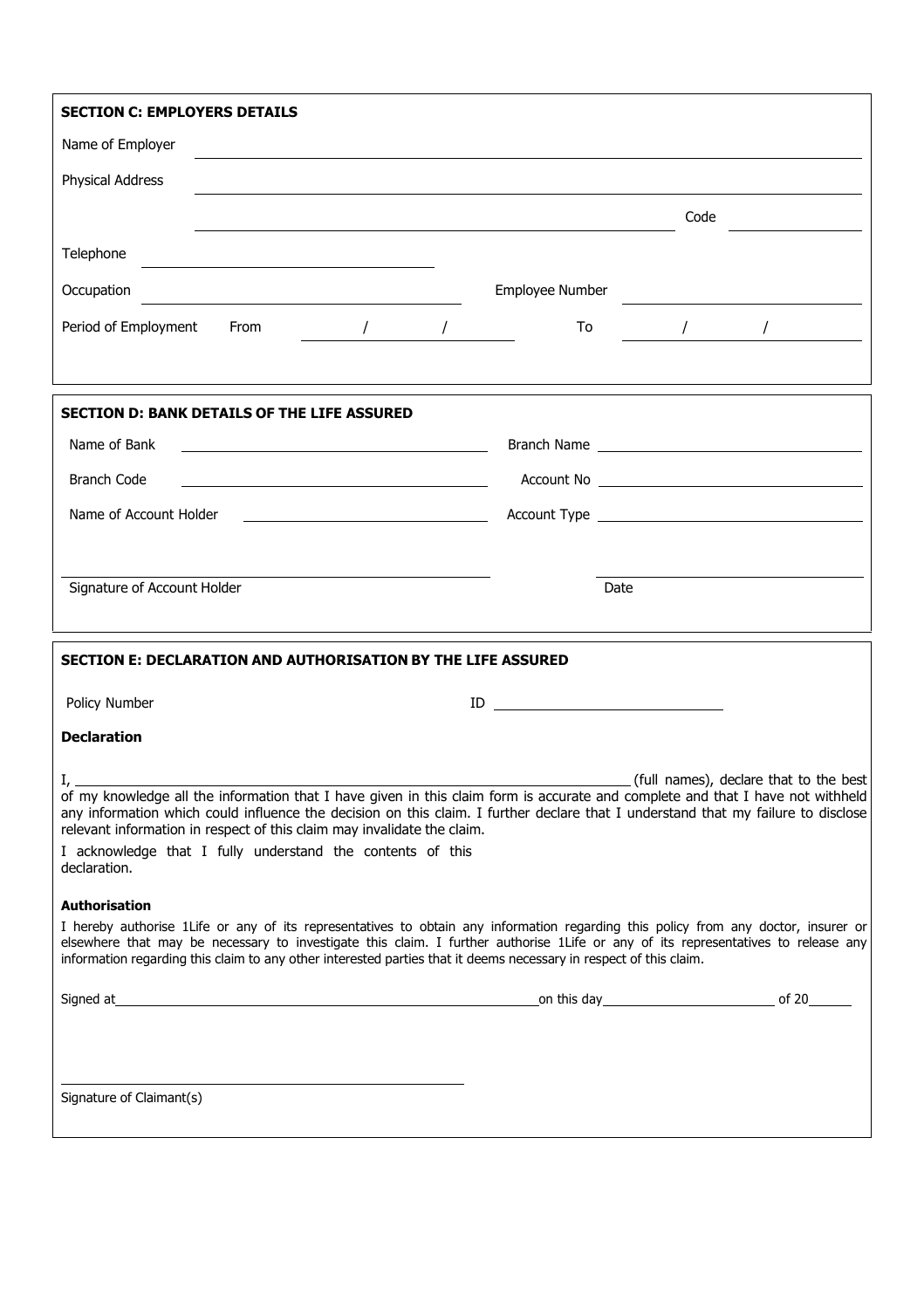**SECTION C: EMPLOYERS DETAILS**

Name of Employer ______________________________

Physical Address ______________________________

______________________________ Code __________

Telephone ______________________________

Occupation ______________________________ Employee Number ______________________________

Period of Employment From ____ / ____ / ____ To ____ / ____ / ____

**SECTION D: BANK DETAILS OF THE LIFE ASSURED**

Name of Bank ______________________________ Branch Name ______________________________

Branch Code ______________________________ Account No ______________________________

Name of Account Holder ______________________________ Account Type ______________________________

______________________________ ______________________________

Signature of Account Holder Date

**SECTION E: DECLARATION AND AUTHORISATION BY THE LIFE ASSURED**

Policy Number ID ______________________________

**Declaration**

I, ______________________________ (full names), declare that to the best of my knowledge all the information that I have given in this claim form is accurate and complete and that I have not withheld any information which could influence the decision on this claim. I further declare that I understand that my failure to disclose relevant information in respect of this claim may invalidate the claim.

I acknowledge that I fully understand the contents of this declaration.

**Authorisation**

I hereby authorise 1Life or any of its representatives to obtain any information regarding this policy from any doctor, insurer or elsewhere that may be necessary to investigate this claim. I further authorise 1Life or any of its representatives to release any information regarding this claim to any other interested parties that it deems necessary in respect of this claim.

Signed at ______________________________ on this day ______________________________ of 20______

______________________________

Signature of Claimant(s)